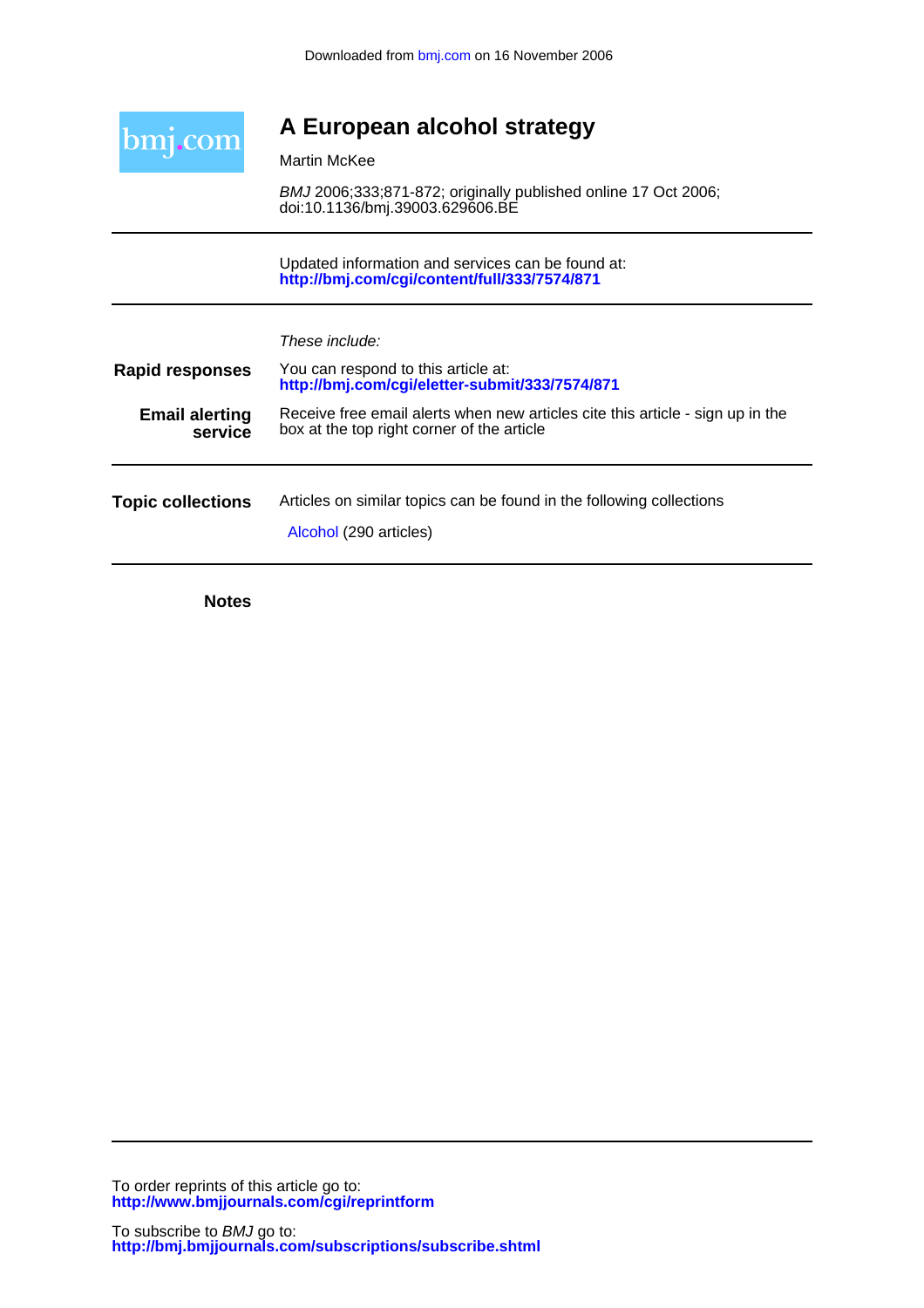Downloaded from bmj.com on 16 November 2006

bmj.com

# A European alcohol strategy

Martin McKee

*BMJ* 2006;333;871-872; originally published online 17 Oct 2006;
doi:10.1136/bmj.39003.629606.BE

Updated information and services can be found at:
**http://bmj.com/cgi/content/full/333/7574/871**

*These include:*

**Rapid responses**
You can respond to this article at:
**http://bmj.com/cgi/eletter-submit/333/7574/871**

**Email alerting service**
Receive free email alerts when new articles cite this article - sign up in the box at the top right corner of the article

**Topic collections**
Articles on similar topics can be found in the following collections

Alcohol (290 articles)

**Notes**

To order reprints of this article go to:
**http://www.bmjjournals.com/cgi/reprintform**

To subscribe to *BMJ* go to:
**http://bmj.bmjjournals.com/subscriptions/subscribe.shtml**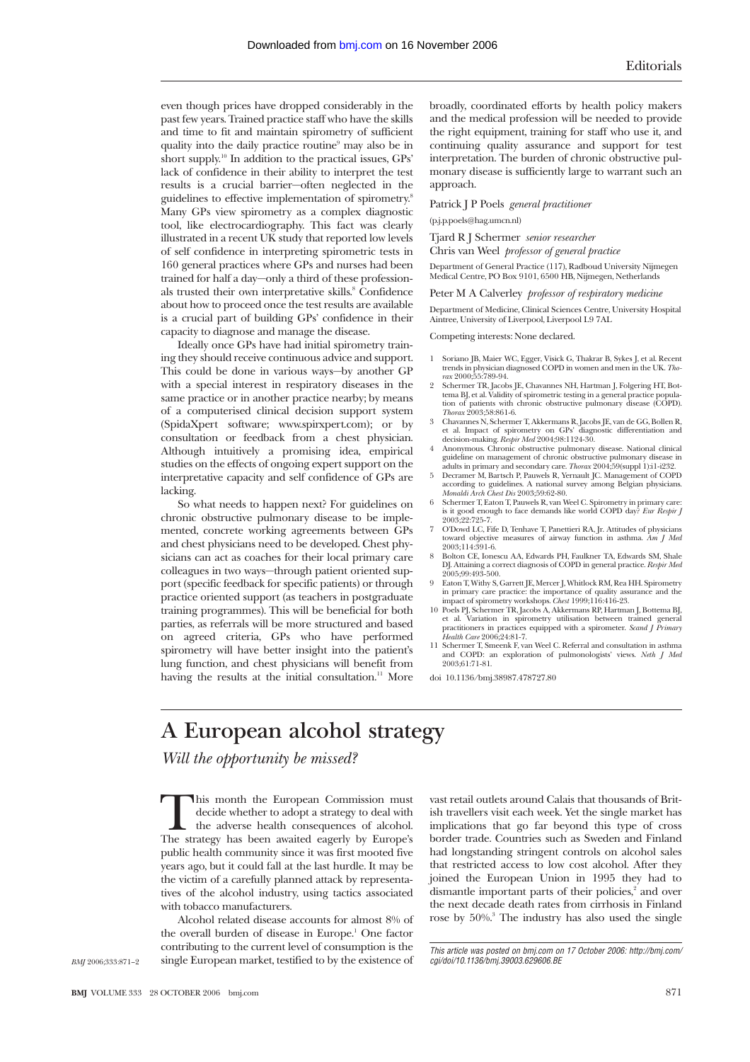even though prices have dropped considerably in the past few years. Trained practice staff who have the skills and time to fit and maintain spirometry of sufficient quality into the daily practice routine[9] may also be in short supply.[10] In addition to the practical issues, GPs' lack of confidence in their ability to interpret the test results is a crucial barrier—often neglected in the guidelines to effective implementation of spirometry.[8] Many GPs view spirometry as a complex diagnostic tool, like electrocardiography. This fact was clearly illustrated in a recent UK study that reported low levels of self confidence in interpreting spirometric tests in 160 general practices where GPs and nurses had been trained for half a day—only a third of these professionals trusted their own interpretative skills.[8] Confidence about how to proceed once the test results are available is a crucial part of building GPs' confidence in their capacity to diagnose and manage the disease.

Ideally once GPs have had initial spirometry training they should receive continuous advice and support. This could be done in various ways—by another GP with a special interest in respiratory diseases in the same practice or in another practice nearby; by means of a computerised clinical decision support system (SpidaXpert software; www.spirxpert.com); or by consultation or feedback from a chest physician. Although intuitively a promising idea, empirical studies on the effects of ongoing expert support on the interpretative capacity and self confidence of GPs are lacking.

So what needs to happen next? For guidelines on chronic obstructive pulmonary disease to be implemented, concrete working agreements between GPs and chest physicians need to be developed. Chest physicians can act as coaches for their local primary care colleagues in two ways—through patient oriented support (specific feedback for specific patients) or through practice oriented support (as teachers in postgraduate training programmes). This will be beneficial for both parties, as referrals will be more structured and based on agreed criteria, GPs who have performed spirometry will have better insight into the patient's lung function, and chest physicians will benefit from having the results at the initial consultation.[11] More broadly, coordinated efforts by health policy makers and the medical profession will be needed to provide the right equipment, training for staff who use it, and continuing quality assurance and support for test interpretation. The burden of chronic obstructive pulmonary disease is sufficiently large to warrant such an approach.

Patrick J P Poels *general practitioner*
(p.j.p.poels@hag.umcn.nl)

Tjard R J Schermer *senior researcher*
Chris van Weel *professor of general practice*

Department of General Practice (117), Radboud University Nijmegen Medical Centre, PO Box 9101, 6500 HB, Nijmegen, Netherlands

Peter M A Calverley *professor of respiratory medicine*

Department of Medicine, Clinical Sciences Centre, University Hospital Aintree, University of Liverpool, Liverpool L9 7AL

Competing interests: None declared.

1. Soriano JB, Maier WC, Egger, Visick G, Thakrar B, Sykes J, et al. Recent trends in physician diagnosed COPD in women and men in the UK. *Thorax* 2000;55:789-94.
2. Schermer TR, Jacobs JE, Chavannes NH, Hartman J, Folgering HT, Bottema BJ, et al. Validity of spirometric testing in a general practice population of patients with chronic obstructive pulmonary disease (COPD). *Thorax* 2003;58:861-6.
3. Chavannes N, Schermer T, Akkermans R, Jacobs JE, van de GG, Bollen R, et al. Impact of spirometry on GPs' diagnostic differentiation and decision-making. *Respir Med* 2004;98:1124-30.
4. Anonymous. Chronic obstructive pulmonary disease. National clinical guideline on management of chronic obstructive pulmonary disease in adults in primary and secondary care. *Thorax* 2004;59(suppl 1):i1-i232.
5. Decramer M, Bartsch P, Pauwels R, Yernault JC. Management of COPD according to guidelines. A national survey among Belgian physicians. *Monaldi Arch Chest Dis* 2003;59:62-80.
6. Schermer T, Eaton T, Pauwels R, van Weel C. Spirometry in primary care: is it good enough to face demands like world COPD day? *Eur Respir J* 2003;22:725-7.
7. O'Dowd LC, Fife D, Tenhave T, Panettieri RA, Jr. Attitudes of physicians toward objective measures of airway function in asthma. *Am J Med* 2003;114:391-6.
8. Bolton CE, Ionescu AA, Edwards PH, Faulkner TA, Edwards SM, Shale DJ. Attaining a correct diagnosis of COPD in general practice. *Respir Med* 2005;99:493-500.
9. Eaton T, Withy S, Garrett JE, Mercer J, Whitlock RM, Rea HH. Spirometry in primary care practice: the importance of quality assurance and the impact of spirometry workshops. *Chest* 1999;116:416-23.
10. Poels PJ, Schermer TR, Jacobs A, Akkermans RP, Hartman J, Bottema BJ, et al. Variation in spirometry utilisation between trained general practitioners in practices equipped with a spirometer. *Scand J Primary Health Care* 2006;24:81-7.
11. Schermer T, Smeenk F, van Weel C. Referral and consultation in asthma and COPD: an exploration of pulmonologists' views. *Neth J Med* 2003;61:71-81.

doi 10.1136/bmj.38987.478727.80

# A European alcohol strategy

*Will the opportunity be missed?*

This month the European Commission must decide whether to adopt a strategy to deal with the adverse health consequences of alcohol. The strategy has been awaited eagerly by Europe's public health community since it was first mooted five years ago, but it could fall at the last hurdle. It may be the victim of a carefully planned attack by representatives of the alcohol industry, using tactics associated with tobacco manufacturers.

Alcohol related disease accounts for almost 8% of the overall burden of disease in Europe.[1] One factor contributing to the current level of consumption is the single European market, testified to by the existence of vast retail outlets around Calais that thousands of British travellers visit each week. Yet the single market has implications that go far beyond this type of cross border trade. Countries such as Sweden and Finland had longstanding stringent controls on alcohol sales that restricted access to low cost alcohol. After they joined the European Union in 1995 they had to dismantle important parts of their policies,[2] and over the next decade death rates from cirrhosis in Finland rose by 50%.[3] The industry has also used the single

*This article was posted on bmj.com on 17 October 2006: http://bmj.com/cgi/doi/10.1136/bmj.39003.629606.BE*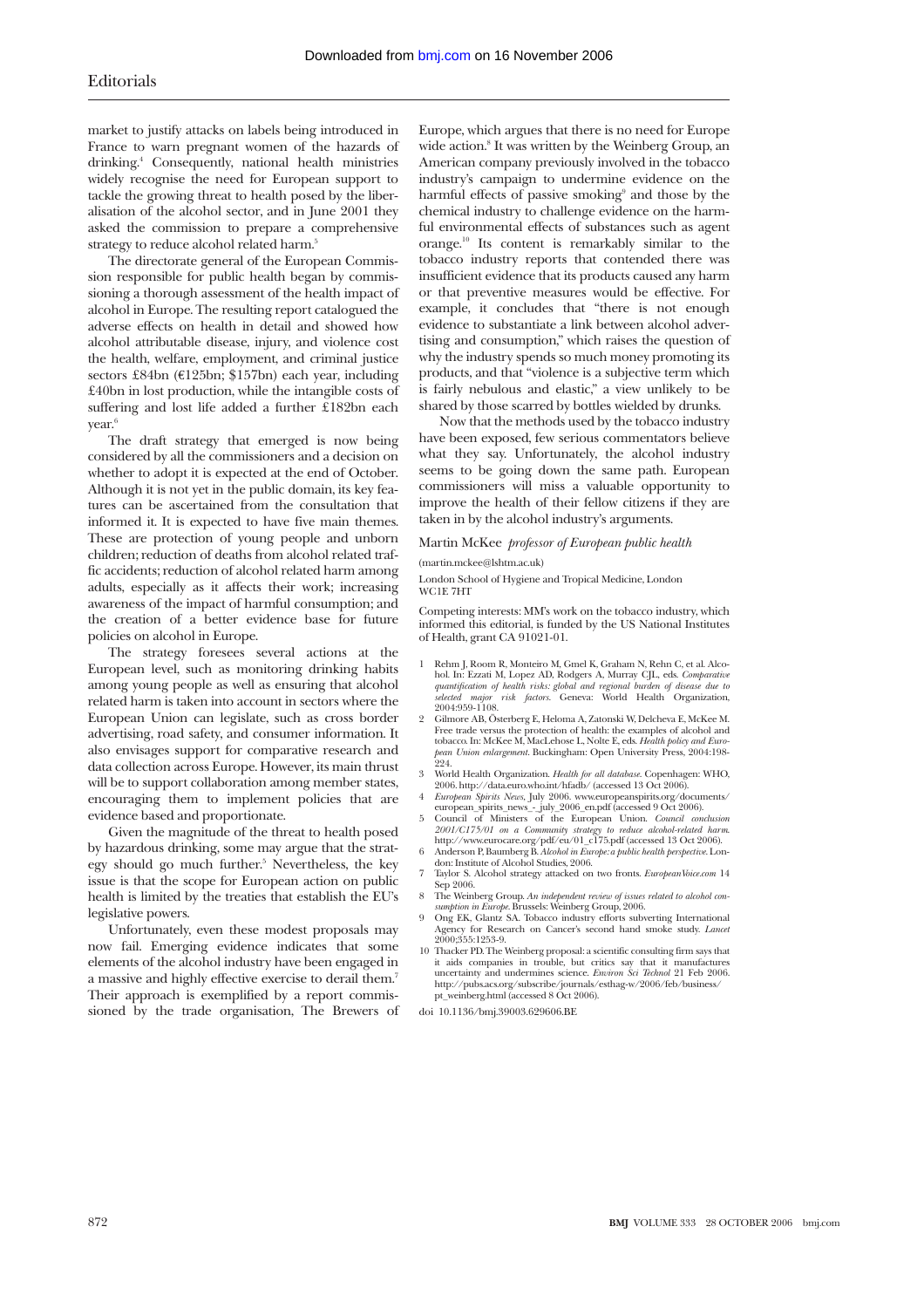market to justify attacks on labels being introduced in France to warn pregnant women of the hazards of drinking.[4] Consequently, national health ministries widely recognise the need for European support to tackle the growing threat to health posed by the liberalisation of the alcohol sector, and in June 2001 they asked the commission to prepare a comprehensive strategy to reduce alcohol related harm.[5]

The directorate general of the European Commission responsible for public health began by commissioning a thorough assessment of the health impact of alcohol in Europe. The resulting report catalogued the adverse effects on health in detail and showed how alcohol attributable disease, injury, and violence cost the health, welfare, employment, and criminal justice sectors £84bn (€125bn; $157bn) each year, including £40bn in lost production, while the intangible costs of suffering and lost life added a further £182bn each year.[6]

The draft strategy that emerged is now being considered by all the commissioners and a decision on whether to adopt it is expected at the end of October. Although it is not yet in the public domain, its key features can be ascertained from the consultation that informed it. It is expected to have five main themes. These are protection of young people and unborn children; reduction of deaths from alcohol related traffic accidents; reduction of alcohol related harm among adults, especially as it affects their work; increasing awareness of the impact of harmful consumption; and the creation of a better evidence base for future policies on alcohol in Europe.

The strategy foresees several actions at the European level, such as monitoring drinking habits among young people as well as ensuring that alcohol related harm is taken into account in sectors where the European Union can legislate, such as cross border advertising, road safety, and consumer information. It also envisages support for comparative research and data collection across Europe. However, its main thrust will be to support collaboration among member states, encouraging them to implement policies that are evidence based and proportionate.

Given the magnitude of the threat to health posed by hazardous drinking, some may argue that the strategy should go much further.[5] Nevertheless, the key issue is that the scope for European action on public health is limited by the treaties that establish the EU's legislative powers.

Unfortunately, even these modest proposals may now fail. Emerging evidence indicates that some elements of the alcohol industry have been engaged in a massive and highly effective exercise to derail them.[7] Their approach is exemplified by a report commissioned by the trade organisation, The Brewers of Europe, which argues that there is no need for Europe wide action.[8] It was written by the Weinberg Group, an American company previously involved in the tobacco industry's campaign to undermine evidence on the harmful effects of passive smoking[9] and those by the chemical industry to challenge evidence on the harmful environmental effects of substances such as agent orange.[10] Its content is remarkably similar to the tobacco industry reports that contended there was insufficient evidence that its products caused any harm or that preventive measures would be effective. For example, it concludes that "there is not enough evidence to substantiate a link between alcohol advertising and consumption," which raises the question of why the industry spends so much money promoting its products, and that "violence is a subjective term which is fairly nebulous and elastic," a view unlikely to be shared by those scarred by bottles wielded by drunks.

Now that the methods used by the tobacco industry have been exposed, few serious commentators believe what they say. Unfortunately, the alcohol industry seems to be going down the same path. European commissioners will miss a valuable opportunity to improve the health of their fellow citizens if they are taken in by the alcohol industry's arguments.

Martin McKee *professor of European public health*

(martin.mckee@lshtm.ac.uk)

London School of Hygiene and Tropical Medicine, London WC1E 7HT

Competing interests: MM's work on the tobacco industry, which informed this editorial, is funded by the US National Institutes of Health, grant CA 91021-01.

1. Rehm J, Room R, Monteiro M, Gmel K, Graham N, Rehn C, et al. Alcohol. In: Ezzati M, Lopez AD, Rodgers A, Murray CJL, eds. *Comparative quantification of health risks: global and regional burden of disease due to selected major risk factors*. Geneva: World Health Organization, 2004:959-1108.
2. Gilmore AB, Österberg E, Heloma A, Zatonski W, Delcheva E, McKee M. Free trade versus the protection of health: the examples of alcohol and tobacco. In: McKee M, MacLehose L, Nolte E, eds. *Health policy and European Union enlargement*. Buckingham: Open University Press, 2004:198-224.
3. World Health Organization. *Health for all database*. Copenhagen: WHO, 2006. http://data.euro.who.int/hfadb/ (accessed 13 Oct 2006).
4. *European Spirits News*, July 2006. www.europeanspirits.org/documents/european_spirits_news_-_july_2006_en.pdf (accessed 9 Oct 2006).
5. Council of Ministers of the European Union. *Council conclusion 2001/C175/01 on a Community strategy to reduce alcohol-related harm*. http://www.eurocare.org/pdf/eu/01_c175.pdf (accessed 13 Oct 2006).
6. Anderson P, Baumberg B. *Alcohol in Europe: a public health perspective*. London: Institute of Alcohol Studies, 2006.
7. Taylor S. Alcohol strategy attacked on two fronts. *EuropeanVoice.com* 14 Sep 2006.
8. The Weinberg Group. *An independent review of issues related to alcohol consumption in Europe*. Brussels: Weinberg Group, 2006.
9. Ong EK, Glantz SA. Tobacco industry efforts subverting International Agency for Research on Cancer's second hand smoke study. *Lancet* 2000;355:1253-9.
10. Thacker PD. The Weinberg proposal: a scientific consulting firm says that it aids companies in trouble, but critics say that it manufactures uncertainty and undermines science. *Environ Sci Technol* 21 Feb 2006. http://pubs.acs.org/subscribe/journals/esthag-w/2006/feb/business/pt_weinberg.html (accessed 8 Oct 2006).

doi 10.1136/bmj.39003.629606.BE